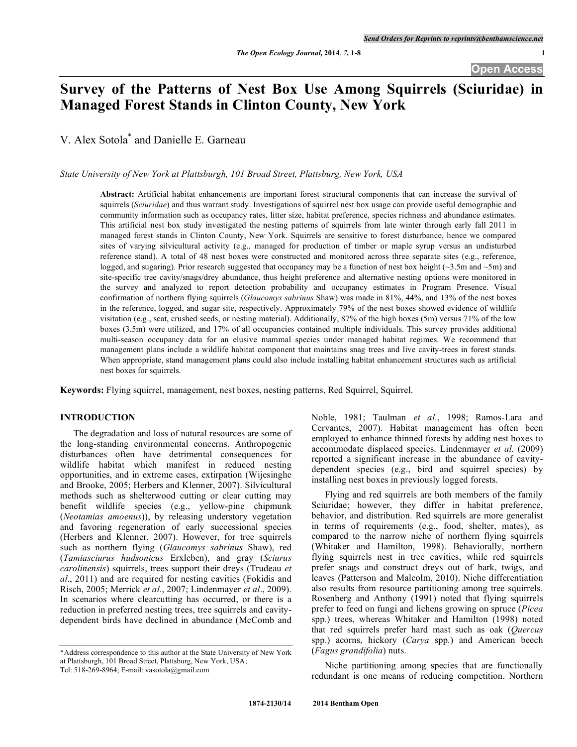# Survey of the Patterns of Nest Box Use Among Squirrels (Sciuridae) in Managed Forest Stands in Clinton County, New York

V. Alex Sotola* and Danielle E. Garneau

*State University of New York at Plattsburgh, 101 Broad Street, Plattsburg, New York, USA*

**Abstract:** Artificial habitat enhancements are important forest structural components that can increase the survival of squirrels (*Sciuridae*) and thus warrant study. Investigations of squirrel nest box usage can provide useful demographic and community information such as occupancy rates, litter size, habitat preference, species richness and abundance estimates. This artificial nest box study investigated the nesting patterns of squirrels from late winter through early fall 2011 in managed forest stands in Clinton County, New York. Squirrels are sensitive to forest disturbance, hence we compared sites of varying silvicultural activity (e.g., managed for production of timber or maple syrup versus an undisturbed reference stand). A total of 48 nest boxes were constructed and monitored across three separate sites (e.g., reference, logged, and sugaring). Prior research suggested that occupancy may be a function of nest box height (~3.5m and ~5m) and site-specific tree cavity/snags/drey abundance, thus height preference and alternative nesting options were monitored in the survey and analyzed to report detection probability and occupancy estimates in Program Presence. Visual confirmation of northern flying squirrels (*Glaucomys sabrinus* Shaw) was made in 81%, 44%, and 13% of the nest boxes in the reference, logged, and sugar site, respectively. Approximately 79% of the nest boxes showed evidence of wildlife visitation (e.g., scat, crushed seeds, or nesting material). Additionally, 87% of the high boxes (5m) versus 71% of the low boxes (3.5m) were utilized, and 17% of all occupancies contained multiple individuals. This survey provides additional multi-season occupancy data for an elusive mammal species under managed habitat regimes. We recommend that management plans include a wildlife habitat component that maintains snag trees and live cavity-trees in forest stands. When appropriate, stand management plans could also include installing habitat enhancement structures such as artificial nest boxes for squirrels.

**Keywords:** Flying squirrel, management, nest boxes, nesting patterns, Red Squirrel, Squirrel.

## INTRODUCTION

The degradation and loss of natural resources are some of the long-standing environmental concerns. Anthropogenic disturbances often have detrimental consequences for wildlife habitat which manifest in reduced nesting opportunities, and in extreme cases, extirpation (Wijesinghe and Brooke, 2005; Herbers and Klenner, 2007). Silvicultural methods such as shelterwood cutting or clear cutting may benefit wildlife species (e.g., yellow-pine chipmunk (*Neotamias amoenus*)), by releasing understory vegetation and favoring regeneration of early successional species (Herbers and Klenner, 2007). However, for tree squirrels such as northern flying (*Glaucomys sabrinus* Shaw), red (*Tamiasciurus hudsonicus* Erxleben), and gray (*Sciurus carolinensis*) squirrels, trees support their dreys (Trudeau *et al*., 2011) and are required for nesting cavities (Fokidis and Risch, 2005; Merrick *et al*., 2007; Lindenmayer *et al*., 2009). In scenarios where clearcutting has occurred, or there is a reduction in preferred nesting trees, tree squirrels and cavity-dependent birds have declined in abundance (McComb and Noble, 1981; Taulman *et al*., 1998; Ramos-Lara and Cervantes, 2007). Habitat management has often been employed to enhance thinned forests by adding nest boxes to accommodate displaced species. Lindenmayer *et al*. (2009) reported a significant increase in the abundance of cavity-dependent species (e.g., bird and squirrel species) by installing nest boxes in previously logged forests.

Flying and red squirrels are both members of the family Sciuridae; however, they differ in habitat preference, behavior, and distribution. Red squirrels are more generalist in terms of requirements (e.g., food, shelter, mates), as compared to the narrow niche of northern flying squirrels (Whitaker and Hamilton, 1998). Behaviorally, northern flying squirrels nest in tree cavities, while red squirrels prefer snags and construct dreys out of bark, twigs, and leaves (Patterson and Malcolm, 2010). Niche differentiation also results from resource partitioning among tree squirrels. Rosenberg and Anthony (1991) noted that flying squirrels prefer to feed on fungi and lichens growing on spruce (*Picea* spp.) trees, whereas Whitaker and Hamilton (1998) noted that red squirrels prefer hard mast such as oak (*Quercus* spp.) acorns, hickory (*Carya* spp.) and American beech (*Fagus grandifolia*) nuts.

Niche partitioning among species that are functionally redundant is one means of reducing competition. Northern

*Address correspondence to this author at the State University of New York at Plattsburgh, 101 Broad Street, Plattsburg, New York, USA; Tel: 518-269-8964; E-mail: vasotola@gmail.com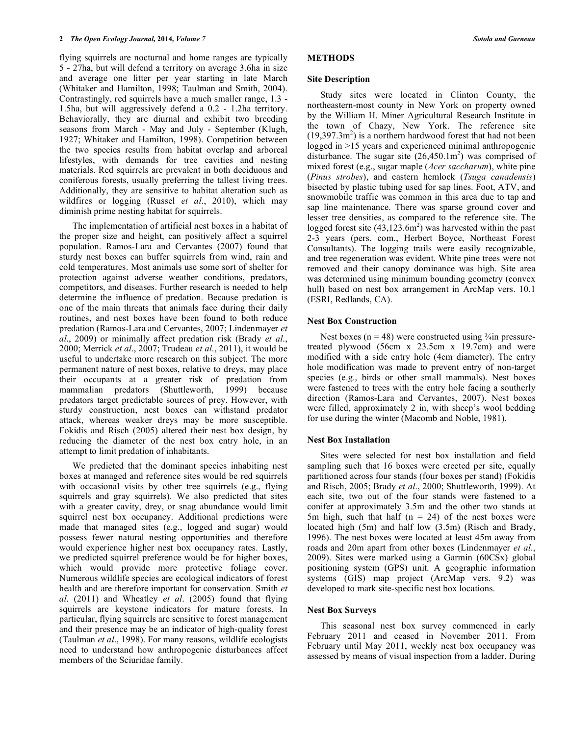flying squirrels are nocturnal and home ranges are typically 5 - 27ha, but will defend a territory on average 3.6ha in size and average one litter per year starting in late March (Whitaker and Hamilton, 1998; Taulman and Smith, 2004). Contrastingly, red squirrels have a much smaller range, 1.3 - 1.5ha, but will aggressively defend a 0.2 - 1.2ha territory. Behaviorally, they are diurnal and exhibit two breeding seasons from March - May and July - September (Klugh, 1927; Whitaker and Hamilton, 1998). Competition between the two species results from habitat overlap and arboreal lifestyles, with demands for tree cavities and nesting materials. Red squirrels are prevalent in both deciduous and coniferous forests, usually preferring the tallest living trees. Additionally, they are sensitive to habitat alteration such as wildfires or logging (Russel *et al*., 2010), which may diminish prime nesting habitat for squirrels.

The implementation of artificial nest boxes in a habitat of the proper size and height, can positively affect a squirrel population. Ramos-Lara and Cervantes (2007) found that sturdy nest boxes can buffer squirrels from wind, rain and cold temperatures. Most animals use some sort of shelter for protection against adverse weather conditions, predators, competitors, and diseases. Further research is needed to help determine the influence of predation. Because predation is one of the main threats that animals face during their daily routines, and nest boxes have been found to both reduce predation (Ramos-Lara and Cervantes, 2007; Lindenmayer *et al*., 2009) or minimally affect predation risk (Brady *et al*., 2000; Merrick *et al*., 2007; Trudeau *et al*., 2011), it would be useful to undertake more research on this subject. The more permanent nature of nest boxes, relative to dreys, may place their occupants at a greater risk of predation from mammalian predators (Shuttleworth, 1999) because predators target predictable sources of prey. However, with sturdy construction, nest boxes can withstand predator attack, whereas weaker dreys may be more susceptible. Fokidis and Risch (2005) altered their nest box design, by reducing the diameter of the nest box entry hole, in an attempt to limit predation of inhabitants.

We predicted that the dominant species inhabiting nest boxes at managed and reference sites would be red squirrels with occasional visits by other tree squirrels (e.g., flying squirrels and gray squirrels). We also predicted that sites with a greater cavity, drey, or snag abundance would limit squirrel nest box occupancy. Additional predictions were made that managed sites (e.g., logged and sugar) would possess fewer natural nesting opportunities and therefore would experience higher nest box occupancy rates. Lastly, we predicted squirrel preference would be for higher boxes, which would provide more protective foliage cover. Numerous wildlife species are ecological indicators of forest health and are therefore important for conservation. Smith *et al*. (2011) and Wheatley *et al*. (2005) found that flying squirrels are keystone indicators for mature forests. In particular, flying squirrels are sensitive to forest management and their presence may be an indicator of high-quality forest (Taulman *et al*., 1998). For many reasons, wildlife ecologists need to understand how anthropogenic disturbances affect members of the Sciuridae family.

## METHODS

### Site Description

Study sites were located in Clinton County, the northeastern-most county in New York on property owned by the William H. Miner Agricultural Research Institute in the town of Chazy, New York. The reference site (19,397.3m$^2$) is a northern hardwood forest that had not been logged in >15 years and experienced minimal anthropogenic disturbance. The sugar site (26,450.1m$^2$) was comprised of mixed forest (e.g., sugar maple (*Acer saccharum*), white pine (*Pinus strobes*), and eastern hemlock (*Tsuga canadensis*) bisected by plastic tubing used for sap lines. Foot, ATV, and snowmobile traffic was common in this area due to tap and sap line maintenance. There was sparse ground cover and lesser tree densities, as compared to the reference site. The logged forest site (43,123.6m$^2$) was harvested within the past 2-3 years (pers. com., Herbert Boyce, Northeast Forest Consultants). The logging trails were easily recognizable, and tree regeneration was evident. White pine trees were not removed and their canopy dominance was high. Site area was determined using minimum bounding geometry (convex hull) based on nest box arrangement in ArcMap vers. 10.1 (ESRI, Redlands, CA).

### Nest Box Construction

Nest boxes (n = 48) were constructed using ¾in pressure-treated plywood (56cm x 23.5cm x 19.7cm) and were modified with a side entry hole (4cm diameter). The entry hole modification was made to prevent entry of non-target species (e.g., birds or other small mammals). Nest boxes were fastened to trees with the entry hole facing a southerly direction (Ramos-Lara and Cervantes, 2007). Nest boxes were filled, approximately 2 in, with sheep's wool bedding for use during the winter (Macomb and Noble, 1981).

### Nest Box Installation

Sites were selected for nest box installation and field sampling such that 16 boxes were erected per site, equally partitioned across four stands (four boxes per stand) (Fokidis and Risch, 2005; Brady *et al*., 2000; Shuttleworth, 1999). At each site, two out of the four stands were fastened to a conifer at approximately 3.5m and the other two stands at 5m high, such that half (n = 24) of the nest boxes were located high (5m) and half low (3.5m) (Risch and Brady, 1996). The nest boxes were located at least 45m away from roads and 20m apart from other boxes (Lindenmayer *et al*., 2009). Sites were marked using a Garmin (60CSx) global positioning system (GPS) unit. A geographic information systems (GIS) map project (ArcMap vers. 9.2) was developed to mark site-specific nest box locations.

### Nest Box Surveys

This seasonal nest box survey commenced in early February 2011 and ceased in November 2011. From February until May 2011, weekly nest box occupancy was assessed by means of visual inspection from a ladder. During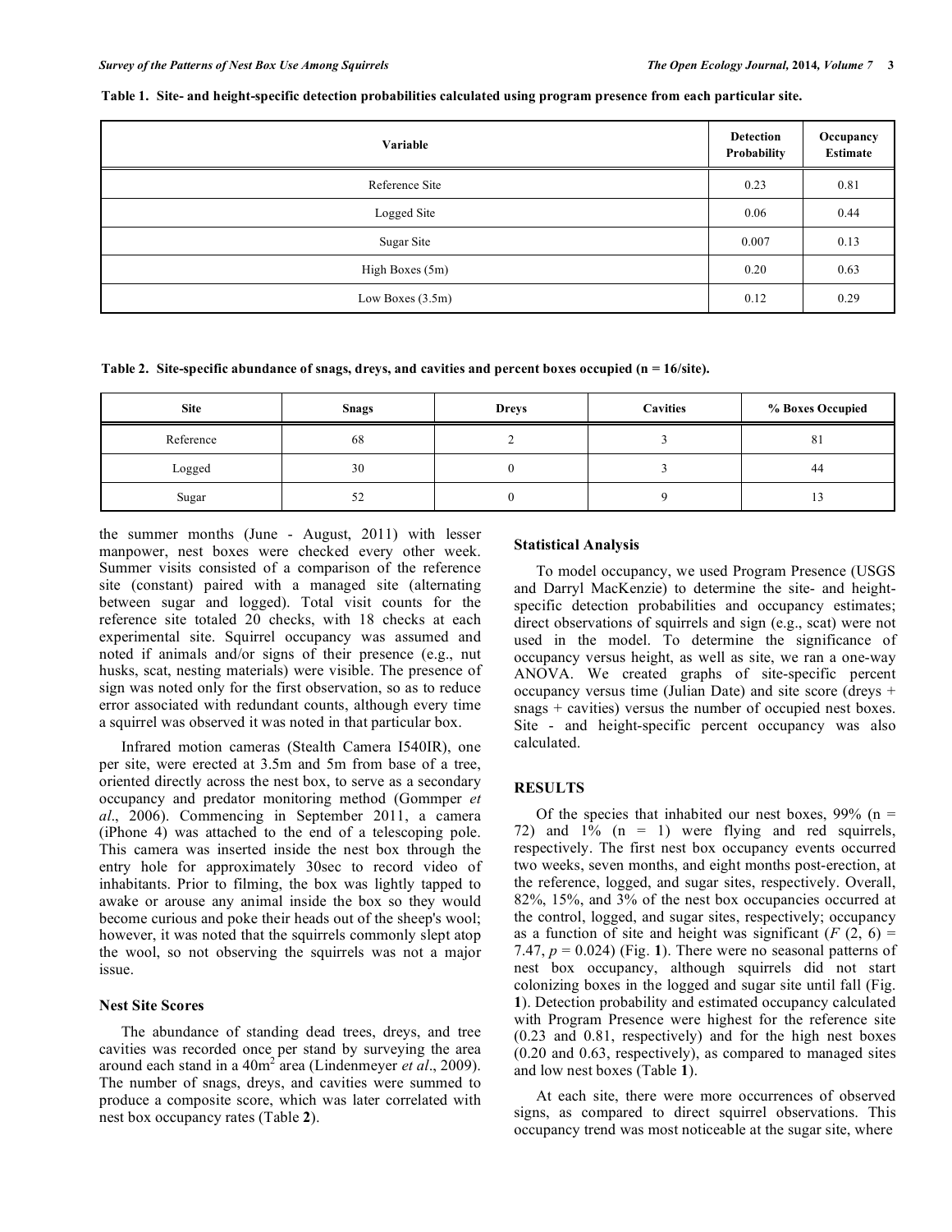**Table 1. Site- and height-specific detection probabilities calculated using program presence from each particular site.**

| Variable | Detection Probability | Occupancy Estimate |
|---|---|---|
| Reference Site | 0.23 | 0.81 |
| Logged Site | 0.06 | 0.44 |
| Sugar Site | 0.007 | 0.13 |
| High Boxes (5m) | 0.20 | 0.63 |
| Low Boxes (3.5m) | 0.12 | 0.29 |

**Table 2. Site-specific abundance of snags, dreys, and cavities and percent boxes occupied (n = 16/site).**

| Site | Snags | Dreys | Cavities | % Boxes Occupied |
|---|---|---|---|---|
| Reference | 68 | 2 | 3 | 81 |
| Logged | 30 | 0 | 3 | 44 |
| Sugar | 52 | 0 | 9 | 13 |

the summer months (June - August, 2011) with lesser manpower, nest boxes were checked every other week. Summer visits consisted of a comparison of the reference site (constant) paired with a managed site (alternating between sugar and logged). Total visit counts for the reference site totaled 20 checks, with 18 checks at each experimental site. Squirrel occupancy was assumed and noted if animals and/or signs of their presence (e.g., nut husks, scat, nesting materials) were visible. The presence of sign was noted only for the first observation, so as to reduce error associated with redundant counts, although every time a squirrel was observed it was noted in that particular box.

Infrared motion cameras (Stealth Camera I540IR), one per site, were erected at 3.5m and 5m from base of a tree, oriented directly across the nest box, to serve as a secondary occupancy and predator monitoring method (Gommper *et al*., 2006). Commencing in September 2011, a camera (iPhone 4) was attached to the end of a telescoping pole. This camera was inserted inside the nest box through the entry hole for approximately 30sec to record video of inhabitants. Prior to filming, the box was lightly tapped to awake or arouse any animal inside the box so they would become curious and poke their heads out of the sheep's wool; however, it was noted that the squirrels commonly slept atop the wool, so not observing the squirrels was not a major issue.

### Nest Site Scores

The abundance of standing dead trees, dreys, and tree cavities was recorded once per stand by surveying the area around each stand in a 40m$^2$ area (Lindenmeyer *et al*., 2009). The number of snags, dreys, and cavities were summed to produce a composite score, which was later correlated with nest box occupancy rates (Table **2**).

### Statistical Analysis

To model occupancy, we used Program Presence (USGS and Darryl MacKenzie) to determine the site- and height-specific detection probabilities and occupancy estimates; direct observations of squirrels and sign (e.g., scat) were not used in the model. To determine the significance of occupancy versus height, as well as site, we ran a one-way ANOVA. We created graphs of site-specific percent occupancy versus time (Julian Date) and site score (dreys + snags + cavities) versus the number of occupied nest boxes. Site - and height-specific percent occupancy was also calculated.

## RESULTS

Of the species that inhabited our nest boxes, 99% (n = 72) and 1% (n = 1) were flying and red squirrels, respectively. The first nest box occupancy events occurred two weeks, seven months, and eight months post-erection, at the reference, logged, and sugar sites, respectively. Overall, 82%, 15%, and 3% of the nest box occupancies occurred at the control, logged, and sugar sites, respectively; occupancy as a function of site and height was significant ($F$ (2, 6) = 7.47, $p$ = 0.024) (Fig. **1**). There were no seasonal patterns of nest box occupancy, although squirrels did not start colonizing boxes in the logged and sugar site until fall (Fig. **1**). Detection probability and estimated occupancy calculated with Program Presence were highest for the reference site (0.23 and 0.81, respectively) and for the high nest boxes (0.20 and 0.63, respectively), as compared to managed sites and low nest boxes (Table **1**).

At each site, there were more occurrences of observed signs, as compared to direct squirrel observations. This occupancy trend was most noticeable at the sugar site, where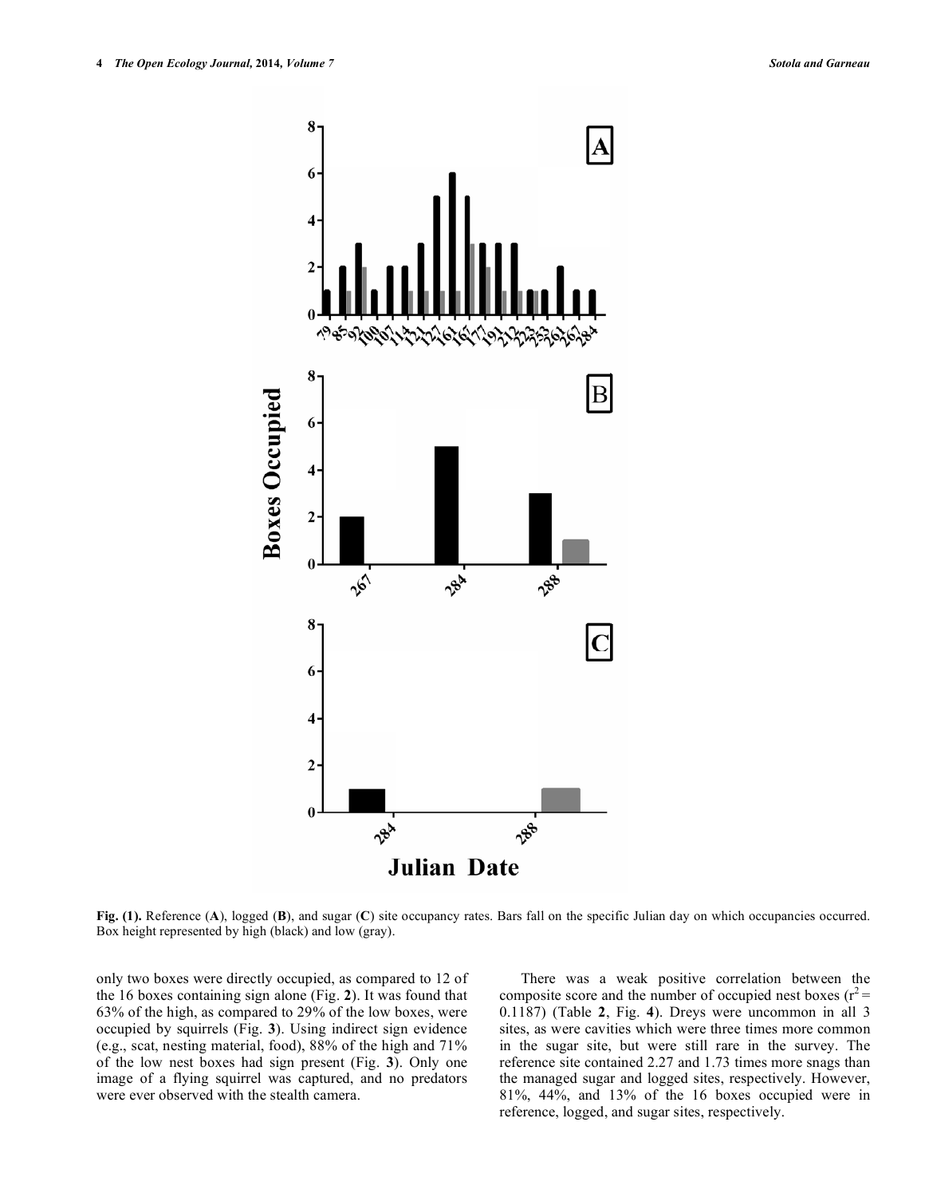Fig. (1). Reference (A), logged (B), and sugar (C) site occupancy rates. Bars fall on the specific Julian day on which occupancies occurred. Box height represented by high (black) and low (gray).

only two boxes were directly occupied, as compared to 12 of the 16 boxes containing sign alone (Fig. 2). It was found that 63% of the high, as compared to 29% of the low boxes, were occupied by squirrels (Fig. 3). Using indirect sign evidence (e.g., scat, nesting material, food), 88% of the high and 71% of the low nest boxes had sign present (Fig. 3). Only one image of a flying squirrel was captured, and no predators were ever observed with the stealth camera.

There was a weak positive correlation between the composite score and the number of occupied nest boxes ($r^2 = 0.1187$) (Table 2, Fig. 4). Dreys were uncommon in all 3 sites, as were cavities which were three times more common in the sugar site, but were still rare in the survey. The reference site contained 2.27 and 1.73 times more snags than the managed sugar and logged sites, respectively. However, 81%, 44%, and 13% of the 16 boxes occupied were in reference, logged, and sugar sites, respectively.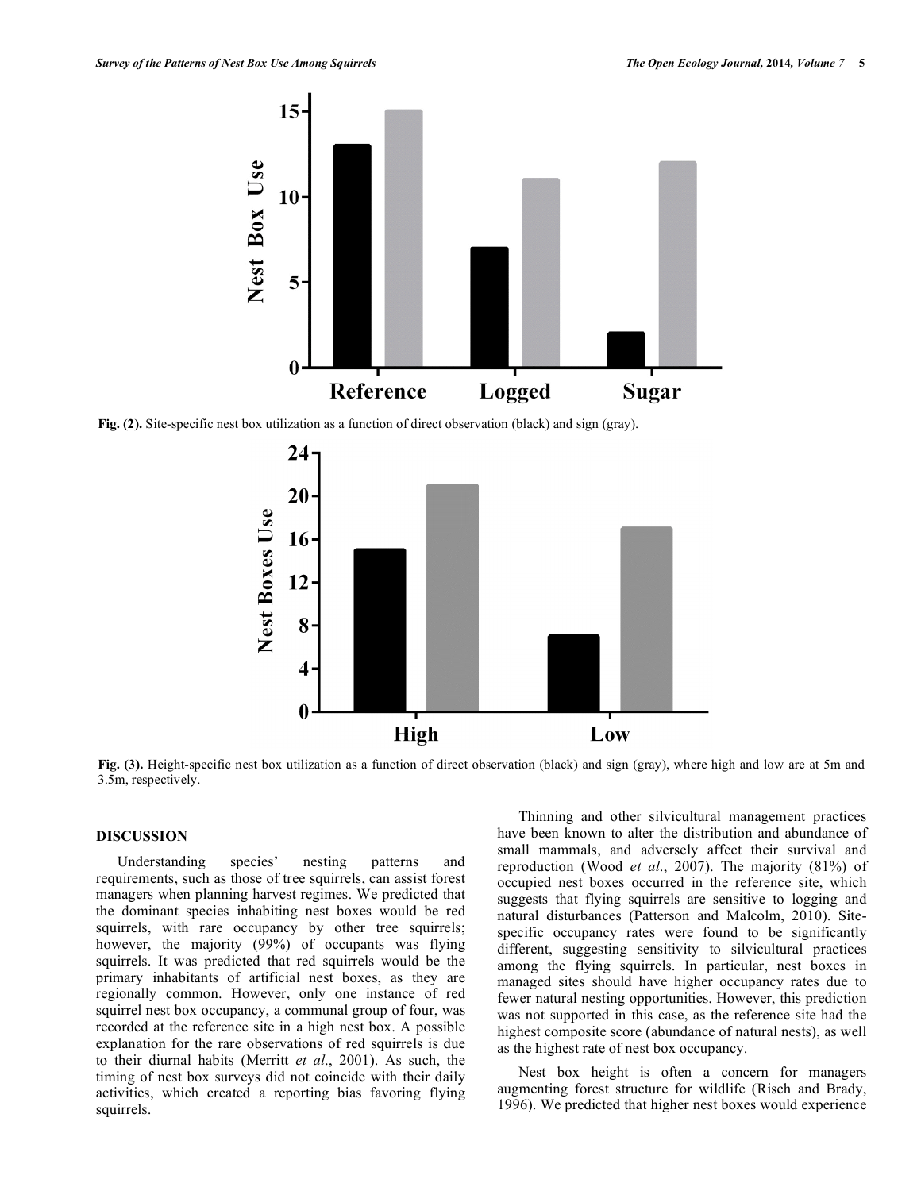Fig. (2). Site-specific nest box utilization as a function of direct observation (black) and sign (gray).

Fig. (3). Height-specific nest box utilization as a function of direct observation (black) and sign (gray), where high and low are at 5m and 3.5m, respectively.

## DISCUSSION

Understanding species' nesting patterns and requirements, such as those of tree squirrels, can assist forest managers when planning harvest regimes. We predicted that the dominant species inhabiting nest boxes would be red squirrels, with rare occupancy by other tree squirrels; however, the majority (99%) of occupants was flying squirrels. It was predicted that red squirrels would be the primary inhabitants of artificial nest boxes, as they are regionally common. However, only one instance of red squirrel nest box occupancy, a communal group of four, was recorded at the reference site in a high nest box. A possible explanation for the rare observations of red squirrels is due to their diurnal habits (Merritt *et al*., 2001). As such, the timing of nest box surveys did not coincide with their daily activities, which created a reporting bias favoring flying squirrels.

Thinning and other silvicultural management practices have been known to alter the distribution and abundance of small mammals, and adversely affect their survival and reproduction (Wood *et al*., 2007). The majority (81%) of occupied nest boxes occurred in the reference site, which suggests that flying squirrels are sensitive to logging and natural disturbances (Patterson and Malcolm, 2010). Site-specific occupancy rates were found to be significantly different, suggesting sensitivity to silvicultural practices among the flying squirrels. In particular, nest boxes in managed sites should have higher occupancy rates due to fewer natural nesting opportunities. However, this prediction was not supported in this case, as the reference site had the highest composite score (abundance of natural nests), as well as the highest rate of nest box occupancy.

Nest box height is often a concern for managers augmenting forest structure for wildlife (Risch and Brady, 1996). We predicted that higher nest boxes would experience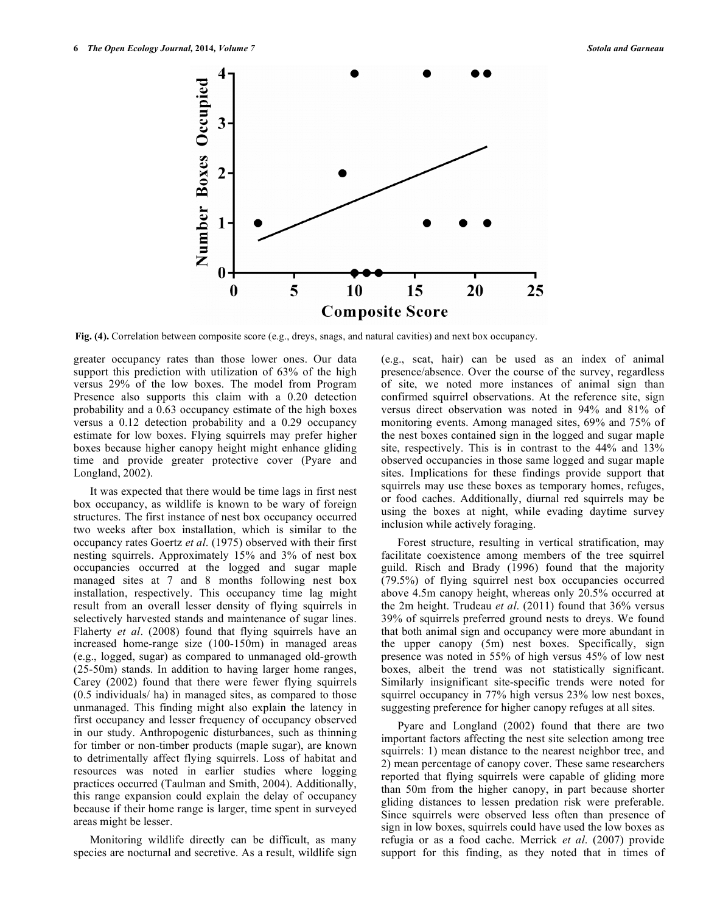Fig. (4). Correlation between composite score (e.g., dreys, snags, and natural cavities) and next box occupancy.

greater occupancy rates than those lower ones. Our data support this prediction with utilization of 63% of the high versus 29% of the low boxes. The model from Program Presence also supports this claim with a 0.20 detection probability and a 0.63 occupancy estimate of the high boxes versus a 0.12 detection probability and a 0.29 occupancy estimate for low boxes. Flying squirrels may prefer higher boxes because higher canopy height might enhance gliding time and provide greater protective cover (Pyare and Longland, 2002).

It was expected that there would be time lags in first nest box occupancy, as wildlife is known to be wary of foreign structures. The first instance of nest box occupancy occurred two weeks after box installation, which is similar to the occupancy rates Goertz *et al*. (1975) observed with their first nesting squirrels. Approximately 15% and 3% of nest box occupancies occurred at the logged and sugar maple managed sites at 7 and 8 months following nest box installation, respectively. This occupancy time lag might result from an overall lesser density of flying squirrels in selectively harvested stands and maintenance of sugar lines. Flaherty *et al*. (2008) found that flying squirrels have an increased home-range size (100-150m) in managed areas (e.g., logged, sugar) as compared to unmanaged old-growth (25-50m) stands. In addition to having larger home ranges, Carey (2002) found that there were fewer flying squirrels (0.5 individuals/ ha) in managed sites, as compared to those unmanaged. This finding might also explain the latency in first occupancy and lesser frequency of occupancy observed in our study. Anthropogenic disturbances, such as thinning for timber or non-timber products (maple sugar), are known to detrimentally affect flying squirrels. Loss of habitat and resources was noted in earlier studies when logging practices occurred (Taulman and Smith, 2004). Additionally, this range expansion could explain the delay of occupancy because if their home range is larger, time spent in surveyed areas might be lesser.

Monitoring wildlife directly can be difficult, as many species are nocturnal and secretive. As a result, wildlife sign (e.g., scat, hair) can be used as an index of animal presence/absence. Over the course of the survey, regardless of site, we noted more instances of animal sign than confirmed squirrel observations. At the reference site, sign versus direct observation was noted in 94% and 81% of monitoring events. Among managed sites, 69% and 75% of the nest boxes contained sign in the logged and sugar maple site, respectively. This is in contrast to the 44% and 13% observed occupancies in those same logged and sugar maple sites. Implications for these findings provide support that squirrels may use these boxes as temporary homes, refuges, or food caches. Additionally, diurnal red squirrels may be using the boxes at night, while evading daytime survey inclusion while actively foraging.

Forest structure, resulting in vertical stratification, may facilitate coexistence among members of the tree squirrel guild. Risch and Brady (1996) found that the majority (79.5%) of flying squirrel nest box occupancies occurred above 4.5m canopy height, whereas only 20.5% occurred at the 2m height. Trudeau *et al*. (2011) found that 36% versus 39% of squirrels preferred ground nests to dreys. We found that both animal sign and occupancy were more abundant in the upper canopy (5m) nest boxes. Specifically, sign presence was noted in 55% of high versus 45% of low nest boxes, albeit the trend was not statistically significant. Similarly insignificant site-specific trends were noted for squirrel occupancy in 77% high versus 23% low nest boxes, suggesting preference for higher canopy refuges at all sites.

Pyare and Longland (2002) found that there are two important factors affecting the nest site selection among tree squirrels: 1) mean distance to the nearest neighbor tree, and 2) mean percentage of canopy cover. These same researchers reported that flying squirrels were capable of gliding more than 50m from the higher canopy, in part because shorter gliding distances to lessen predation risk were preferable. Since squirrels were observed less often than presence of sign in low boxes, squirrels could have used the low boxes as refugia or as a food cache. Merrick *et al*. (2007) provide support for this finding, as they noted that in times of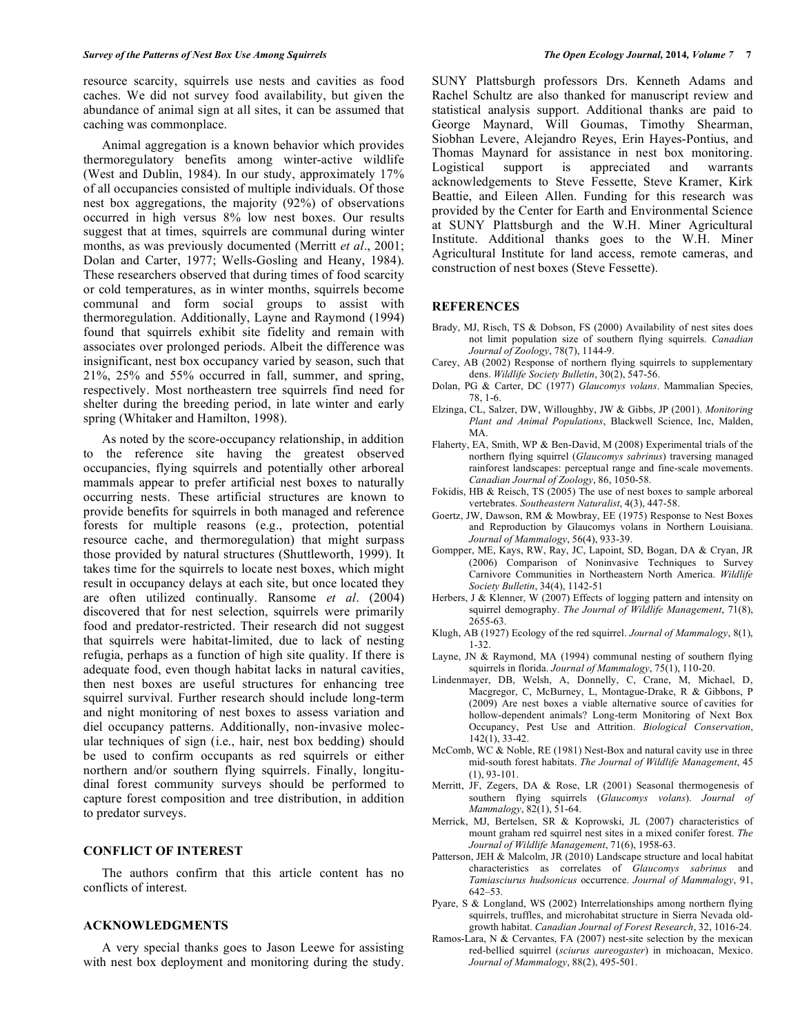resource scarcity, squirrels use nests and cavities as food caches. We did not survey food availability, but given the abundance of animal sign at all sites, it can be assumed that caching was commonplace.

Animal aggregation is a known behavior which provides thermoregulatory benefits among winter-active wildlife (West and Dublin, 1984). In our study, approximately 17% of all occupancies consisted of multiple individuals. Of those nest box aggregations, the majority (92%) of observations occurred in high versus 8% low nest boxes. Our results suggest that at times, squirrels are communal during winter months, as was previously documented (Merritt *et al*., 2001; Dolan and Carter, 1977; Wells-Gosling and Heany, 1984). These researchers observed that during times of food scarcity or cold temperatures, as in winter months, squirrels become communal and form social groups to assist with thermoregulation. Additionally, Layne and Raymond (1994) found that squirrels exhibit site fidelity and remain with associates over prolonged periods. Albeit the difference was insignificant, nest box occupancy varied by season, such that 21%, 25% and 55% occurred in fall, summer, and spring, respectively. Most northeastern tree squirrels find need for shelter during the breeding period, in late winter and early spring (Whitaker and Hamilton, 1998).

As noted by the score-occupancy relationship, in addition to the reference site having the greatest observed occupancies, flying squirrels and potentially other arboreal mammals appear to prefer artificial nest boxes to naturally occurring nests. These artificial structures are known to provide benefits for squirrels in both managed and reference forests for multiple reasons (e.g., protection, potential resource cache, and thermoregulation) that might surpass those provided by natural structures (Shuttleworth, 1999). It takes time for the squirrels to locate nest boxes, which might result in occupancy delays at each site, but once located they are often utilized continually. Ransome *et al*. (2004) discovered that for nest selection, squirrels were primarily food and predator-restricted. Their research did not suggest that squirrels were habitat-limited, due to lack of nesting refugia, perhaps as a function of high site quality. If there is adequate food, even though habitat lacks in natural cavities, then nest boxes are useful structures for enhancing tree squirrel survival. Further research should include long-term and night monitoring of nest boxes to assess variation and diel occupancy patterns. Additionally, non-invasive molecular techniques of sign (i.e., hair, nest box bedding) should be used to confirm occupants as red squirrels or either northern and/or southern flying squirrels. Finally, longitudinal forest community surveys should be performed to capture forest composition and tree distribution, in addition to predator surveys.

## CONFLICT OF INTEREST

The authors confirm that this article content has no conflicts of interest.

## ACKNOWLEDGMENTS

A very special thanks goes to Jason Leewe for assisting with nest box deployment and monitoring during the study. SUNY Plattsburgh professors Drs. Kenneth Adams and Rachel Schultz are also thanked for manuscript review and statistical analysis support. Additional thanks are paid to George Maynard, Will Goumas, Timothy Shearman, Siobhan Levere, Alejandro Reyes, Erin Hayes-Pontius, and Thomas Maynard for assistance in nest box monitoring. Logistical support is appreciated and warrants acknowledgements to Steve Fessette, Steve Kramer, Kirk Beattie, and Eileen Allen. Funding for this research was provided by the Center for Earth and Environmental Science at SUNY Plattsburgh and the W.H. Miner Agricultural Institute. Additional thanks goes to the W.H. Miner Agricultural Institute for land access, remote cameras, and construction of nest boxes (Steve Fessette).

## REFERENCES

Brady, MJ, Risch, TS & Dobson, FS (2000) Availability of nest sites does not limit population size of southern flying squirrels. *Canadian Journal of Zoology*, 78(7), 1144-9.

Carey, AB (2002) Response of northern flying squirrels to supplementary dens. *Wildlife Society Bulletin*, 30(2), 547-56.

Dolan, PG & Carter, DC (1977) *Glaucomys volans*. Mammalian Species, 78, 1-6.

Elzinga, CL, Salzer, DW, Willoughby, JW & Gibbs, JP (2001). *Monitoring Plant and Animal Populations*, Blackwell Science, Inc, Malden, MA.

Flaherty, EA, Smith, WP & Ben-David, M (2008) Experimental trials of the northern flying squirrel (*Glaucomys sabrinus*) traversing managed rainforest landscapes: perceptual range and fine-scale movements. *Canadian Journal of Zoology*, 86, 1050-58.

Fokidis, HB & Reisch, TS (2005) The use of nest boxes to sample arboreal vertebrates. *Southeastern Naturalist*, 4(3), 447-58.

Goertz, JW, Dawson, RM & Mowbray, EE (1975) Response to Nest Boxes and Reproduction by Glaucomys volans in Northern Louisiana. *Journal of Mammalogy*, 56(4), 933-39.

Gompper, ME, Kays, RW, Ray, JC, Lapoint, SD, Bogan, DA & Cryan, JR (2006) Comparison of Noninvasive Techniques to Survey Carnivore Communities in Northeastern North America. *Wildlife Society Bulletin*, 34(4), 1142-51

Herbers, J & Klenner, W (2007) Effects of logging pattern and intensity on squirrel demography. *The Journal of Wildlife Management*, 71(8), 2655-63.

Klugh, AB (1927) Ecology of the red squirrel. *Journal of Mammalogy*, 8(1), 1-32.

Layne, JN & Raymond, MA (1994) communal nesting of southern flying squirrels in florida. *Journal of Mammalogy*, 75(1), 110-20.

Lindenmayer, DB, Welsh, A, Donnelly, C, Crane, M, Michael, D, Macgregor, C, McBurney, L, Montague-Drake, R & Gibbons, P (2009) Are nest boxes a viable alternative source of cavities for hollow-dependent animals? Long-term Monitoring of Next Box Occupancy, Pest Use and Attrition. *Biological Conservation*, 142(1), 33-42.

McComb, WC & Noble, RE (1981) Nest-Box and natural cavity use in three mid-south forest habitats. *The Journal of Wildlife Management*, 45 (1), 93-101.

Merritt, JF, Zegers, DA & Rose, LR (2001) Seasonal thermogenesis of southern flying squirrels (*Glaucomys volans*). *Journal of Mammalogy*, 82(1), 51-64.

Merrick, MJ, Bertelsen, SR & Koprowski, JL (2007) characteristics of mount graham red squirrel nest sites in a mixed conifer forest. *The Journal of Wildlife Management*, 71(6), 1958-63.

Patterson, JEH & Malcolm, JR (2010) Landscape structure and local habitat characteristics as correlates of *Glaucomys sabrinus* and *Tamiasciurus hudsonicus* occurrence. *Journal of Mammalogy*, 91, 642–53.

Pyare, S & Longland, WS (2002) Interrelationships among northern flying squirrels, truffles, and microhabitat structure in Sierra Nevada old-growth habitat. *Canadian Journal of Forest Research*, 32, 1016-24.

Ramos-Lara, N & Cervantes, FA (2007) nest-site selection by the mexican red-bellied squirrel (*sciurus aureogaster*) in michoacan, Mexico. *Journal of Mammalogy*, 88(2), 495-501.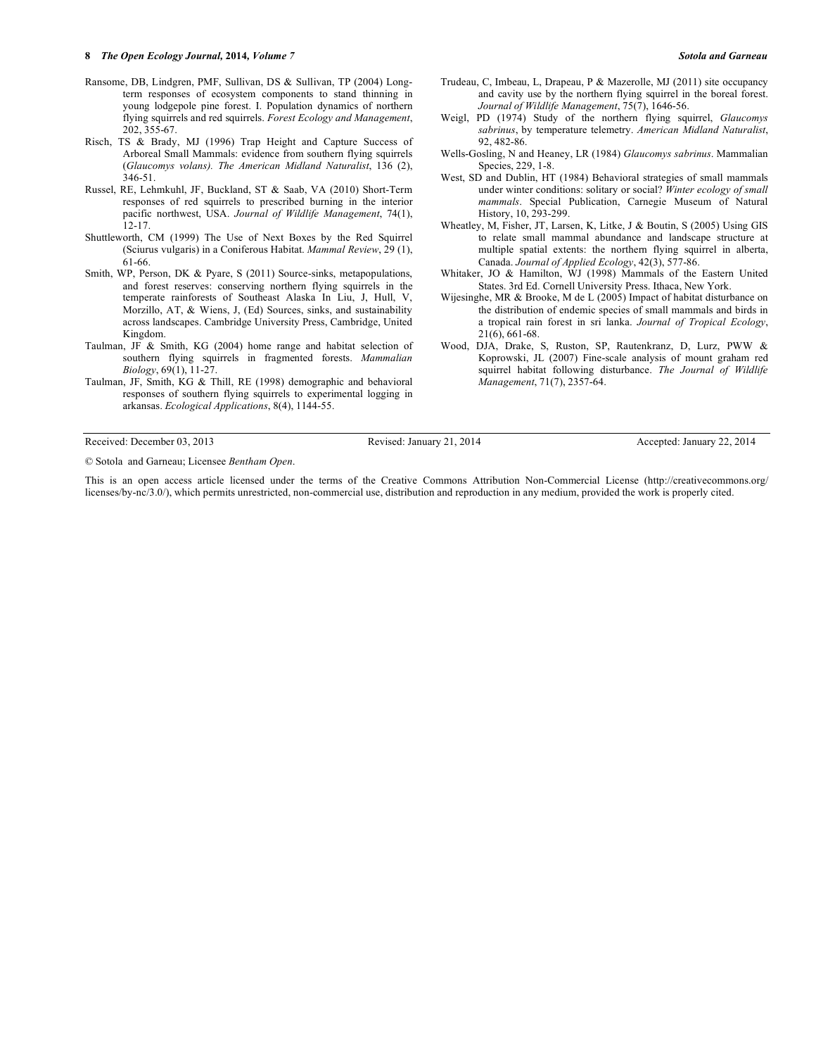Ransome, DB, Lindgren, PMF, Sullivan, DS & Sullivan, TP (2004) Long-term responses of ecosystem components to stand thinning in young lodgepole pine forest. I. Population dynamics of northern flying squirrels and red squirrels. *Forest Ecology and Management*, 202, 355-67.

Risch, TS & Brady, MJ (1996) Trap Height and Capture Success of Arboreal Small Mammals: evidence from southern flying squirrels (*Glaucomys volans). The American Midland Naturalist*, 136 (2), 346-51.

Russel, RE, Lehmkuhl, JF, Buckland, ST & Saab, VA (2010) Short-Term responses of red squirrels to prescribed burning in the interior pacific northwest, USA. *Journal of Wildlife Management*, 74(1), 12-17.

Shuttleworth, CM (1999) The Use of Next Boxes by the Red Squirrel (Sciurus vulgaris) in a Coniferous Habitat. *Mammal Review*, 29 (1), 61-66.

Smith, WP, Person, DK & Pyare, S (2011) Source-sinks, metapopulations, and forest reserves: conserving northern flying squirrels in the temperate rainforests of Southeast Alaska In Liu, J, Hull, V, Morzillo, AT, & Wiens, J, (Ed) Sources, sinks, and sustainability across landscapes. Cambridge University Press, Cambridge, United Kingdom.

Taulman, JF & Smith, KG (2004) home range and habitat selection of southern flying squirrels in fragmented forests. *Mammalian Biology*, 69(1), 11-27.

Taulman, JF, Smith, KG & Thill, RE (1998) demographic and behavioral responses of southern flying squirrels to experimental logging in arkansas. *Ecological Applications*, 8(4), 1144-55.

Trudeau, C, Imbeau, L, Drapeau, P & Mazerolle, MJ (2011) site occupancy and cavity use by the northern flying squirrel in the boreal forest. *Journal of Wildlife Management*, 75(7), 1646-56.

Weigl, PD (1974) Study of the northern flying squirrel, *Glaucomys sabrinus*, by temperature telemetry. *American Midland Naturalist*, 92, 482-86.

Wells-Gosling, N and Heaney, LR (1984) *Glaucomys sabrinus*. Mammalian Species, 229, 1-8.

West, SD and Dublin, HT (1984) Behavioral strategies of small mammals under winter conditions: solitary or social? *Winter ecology of small mammals*. Special Publication, Carnegie Museum of Natural History, 10, 293-299.

Wheatley, M, Fisher, JT, Larsen, K, Litke, J & Boutin, S (2005) Using GIS to relate small mammal abundance and landscape structure at multiple spatial extents: the northern flying squirrel in alberta, Canada. *Journal of Applied Ecology*, 42(3), 577-86.

Whitaker, JO & Hamilton, WJ (1998) Mammals of the Eastern United States. 3rd Ed. Cornell University Press. Ithaca, New York.

Wijesinghe, MR & Brooke, M de L (2005) Impact of habitat disturbance on the distribution of endemic species of small mammals and birds in a tropical rain forest in sri lanka. *Journal of Tropical Ecology*, 21(6), 661-68.

Wood, DJA, Drake, S, Ruston, SP, Rautenkranz, D, Lurz, PWW & Koprowski, JL (2007) Fine-scale analysis of mount graham red squirrel habitat following disturbance. *The Journal of Wildlife Management*, 71(7), 2357-64.

Received: December 03, 2013 Revised: January 21, 2014 Accepted: January 22, 2014

© Sotola and Garneau; Licensee *Bentham Open*.

This is an open access article licensed under the terms of the Creative Commons Attribution Non-Commercial License (http://creativecommons.org/licenses/by-nc/3.0/), which permits unrestricted, non-commercial use, distribution and reproduction in any medium, provided the work is properly cited.